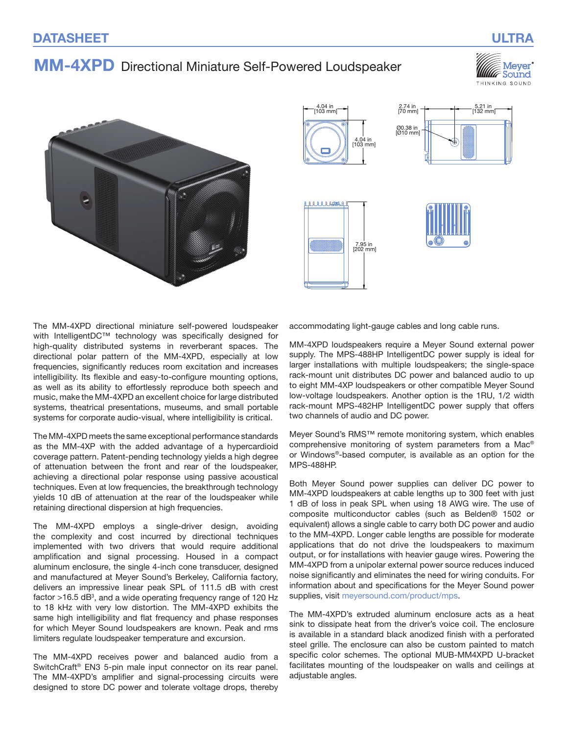DATASHEET

ULTRA

# MM-4XPD Directional Miniature Self-Powered Loudspeaker

4.04 in [103 mm]

4.04 in [103 mm]

2.74 in [70 mm]

5.21 in [132 mm]

Ø0.38 in [Ø10 mm]

7.95 in [202 mm]

The MM-4XPD directional miniature self-powered loudspeaker with IntelligentDC™ technology was specifically designed for high-quality distributed systems in reverberant spaces. The directional polar pattern of the MM-4XPD, especially at low frequencies, significantly reduces room excitation and increases intelligibility. Its flexible and easy-to-configure mounting options, as well as its ability to effortlessly reproduce both speech and music, make the MM-4XPD an excellent choice for large distributed systems, theatrical presentations, museums, and small portable systems for corporate audio-visual, where intelligibility is critical.

The MM-4XPD meets the same exceptional performance standards as the MM-4XP with the added advantage of a hypercardioid coverage pattern. Patent-pending technology yields a high degree of attenuation between the front and rear of the loudspeaker, achieving a directional polar response using passive acoustical techniques. Even at low frequencies, the breakthrough technology yields 10 dB of attenuation at the rear of the loudspeaker while retaining directional dispersion at high frequencies.

The MM-4XPD employs a single-driver design, avoiding the complexity and cost incurred by directional techniques implemented with two drivers that would require additional amplification and signal processing. Housed in a compact aluminum enclosure, the single 4-inch cone transducer, designed and manufactured at Meyer Sound's Berkeley, California factory, delivers an impressive linear peak SPL of 111.5 dB with crest factor >16.5 dB[3], and a wide operating frequency range of 120 Hz to 18 kHz with very low distortion. The MM-4XPD exhibits the same high intelligibility and flat frequency and phase responses for which Meyer Sound loudspeakers are known. Peak and rms limiters regulate loudspeaker temperature and excursion.

The MM-4XPD receives power and balanced audio from a SwitchCraft® EN3 5-pin male input connector on its rear panel. The MM-4XPD's amplifier and signal-processing circuits were designed to store DC power and tolerate voltage drops, thereby accommodating light-gauge cables and long cable runs.

MM-4XPD loudspeakers require a Meyer Sound external power supply. The MPS-488HP IntelligentDC power supply is ideal for larger installations with multiple loudspeakers; the single-space rack-mount unit distributes DC power and balanced audio to up to eight MM-4XP loudspeakers or other compatible Meyer Sound low-voltage loudspeakers. Another option is the 1RU, 1/2 width rack-mount MPS-482HP IntelligentDC power supply that offers two channels of audio and DC power.

Meyer Sound's RMS™ remote monitoring system, which enables comprehensive monitoring of system parameters from a Mac® or Windows®-based computer, is available as an option for the MPS-488HP.

Both Meyer Sound power supplies can deliver DC power to MM-4XPD loudspeakers at cable lengths up to 300 feet with just 1 dB of loss in peak SPL when using 18 AWG wire. The use of composite multiconductor cables (such as Belden® 1502 or equivalent) allows a single cable to carry both DC power and audio to the MM-4XPD. Longer cable lengths are possible for moderate applications that do not drive the loudspeakers to maximum output, or for installations with heavier gauge wires. Powering the MM-4XPD from a unipolar external power source reduces induced noise significantly and eliminates the need for wiring conduits. For information about and specifications for the Meyer Sound power supplies, visit meyersound.com/product/mps.

The MM-4XPD's extruded aluminum enclosure acts as a heat sink to dissipate heat from the driver's voice coil. The enclosure is available in a standard black anodized finish with a perforated steel grille. The enclosure can also be custom painted to match specific color schemes. The optional MUB-MM4XPD U-bracket facilitates mounting of the loudspeaker on walls and ceilings at adjustable angles.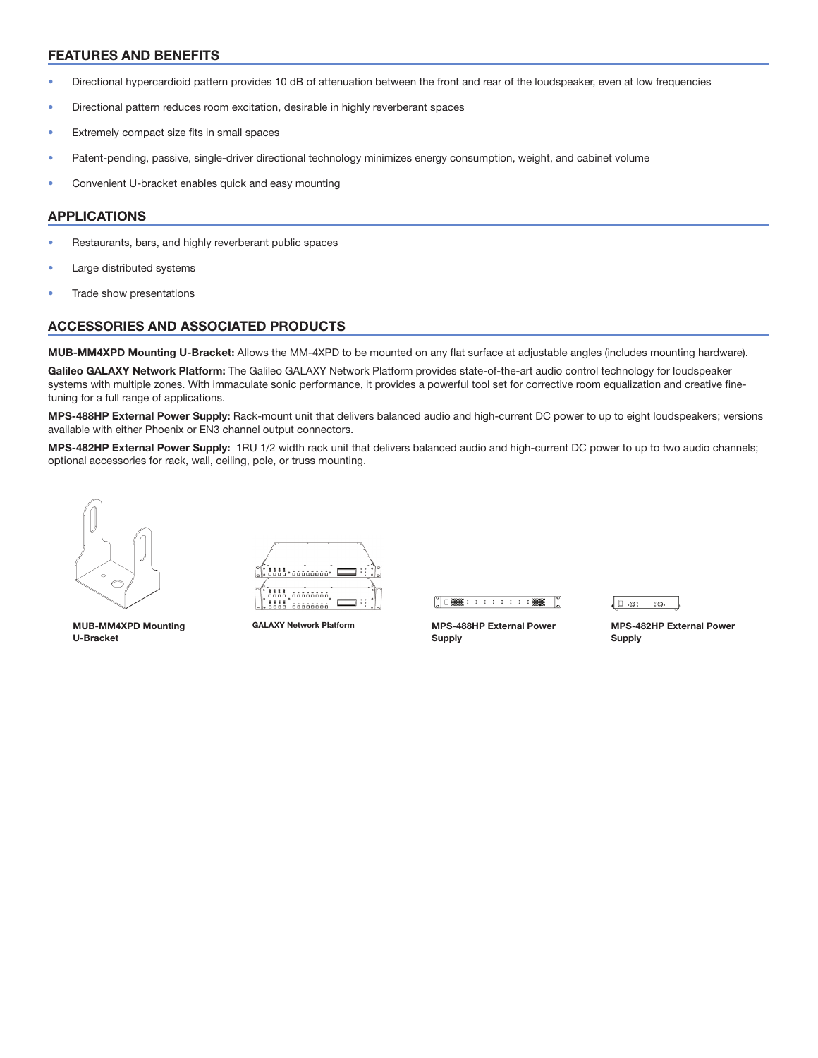## FEATURES AND BENEFITS

- Directional hypercardioid pattern provides 10 dB of attenuation between the front and rear of the loudspeaker, even at low frequencies
- Directional pattern reduces room excitation, desirable in highly reverberant spaces
- Extremely compact size fits in small spaces
- Patent-pending, passive, single-driver directional technology minimizes energy consumption, weight, and cabinet volume
- Convenient U-bracket enables quick and easy mounting

## APPLICATIONS

- Restaurants, bars, and highly reverberant public spaces
- Large distributed systems
- Trade show presentations

## ACCESSORIES AND ASSOCIATED PRODUCTS

**MUB-MM4XPD Mounting U-Bracket:** Allows the MM-4XPD to be mounted on any flat surface at adjustable angles (includes mounting hardware).

**Galileo GALAXY Network Platform:** The Galileo GALAXY Network Platform provides state-of-the-art audio control technology for loudspeaker systems with multiple zones. With immaculate sonic performance, it provides a powerful tool set for corrective room equalization and creative fine-tuning for a full range of applications.

**MPS-488HP External Power Supply:** Rack-mount unit that delivers balanced audio and high-current DC power to up to eight loudspeakers; versions available with either Phoenix or EN3 channel output connectors.

**MPS-482HP External Power Supply:** 1RU 1/2 width rack unit that delivers balanced audio and high-current DC power to up to two audio channels; optional accessories for rack, wall, ceiling, pole, or truss mounting.

**MUB-MM4XPD Mounting U-Bracket**

**GALAXY Network Platform**

**MPS-488HP External Power Supply**

**MPS-482HP External Power Supply**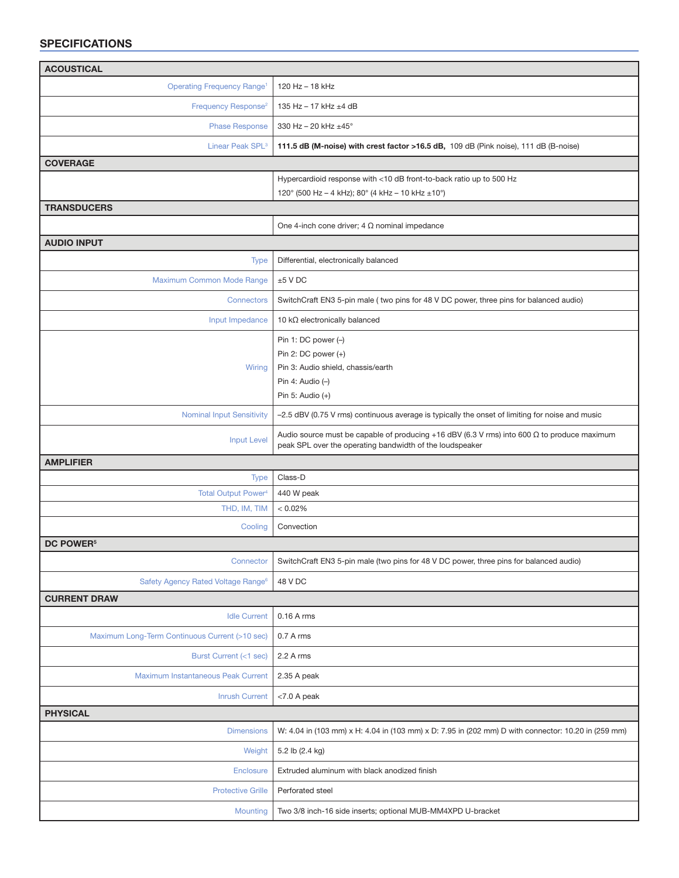## SPECIFICATIONS

| ACOUSTICAL | |
|---|---|
| Operating Frequency Range[1] | 120 Hz – 18 kHz |
| Frequency Response[2] | 135 Hz – 17 kHz ±4 dB |
| Phase Response | 330 Hz – 20 kHz ±45° |
| Linear Peak SPL[3] | **111.5 dB (M-noise) with crest factor >16.5 dB,** 109 dB (Pink noise), 111 dB (B-noise) |
| **COVERAGE** | |
| | Hypercardioid response with <10 dB front-to-back ratio up to 500 Hz<br>120° (500 Hz – 4 kHz); 80° (4 kHz – 10 kHz ±10°) |
| **TRANSDUCERS** | |
| | One 4-inch cone driver; 4 Ω nominal impedance |
| **AUDIO INPUT** | |
| Type | Differential, electronically balanced |
| Maximum Common Mode Range | ±5 V DC |
| Connectors | SwitchCraft EN3 5-pin male ( two pins for 48 V DC power, three pins for balanced audio) |
| Input Impedance | 10 kΩ electronically balanced |
| Wiring | Pin 1: DC power (–)<br>Pin 2: DC power (+)<br>Pin 3: Audio shield, chassis/earth<br>Pin 4: Audio (–)<br>Pin 5: Audio (+) |
| Nominal Input Sensitivity | –2.5 dBV (0.75 V rms) continuous average is typically the onset of limiting for noise and music |
| Input Level | Audio source must be capable of producing +16 dBV (6.3 V rms) into 600 Ω to produce maximum peak SPL over the operating bandwidth of the loudspeaker |
| **AMPLIFIER** | |
| Type | Class-D |
| Total Output Power[4] | 440 W peak |
| THD, IM, TIM | < 0.02% |
| Cooling | Convection |
| **DC POWER[5]** | |
| Connector | SwitchCraft EN3 5-pin male (two pins for 48 V DC power, three pins for balanced audio) |
| Safety Agency Rated Voltage Range[6] | 48 V DC |
| **CURRENT DRAW** | |
| Idle Current | 0.16 A rms |
| Maximum Long-Term Continuous Current (>10 sec) | 0.7 A rms |
| Burst Current (<1 sec) | 2.2 A rms |
| Maximum Instantaneous Peak Current | 2.35 A peak |
| Inrush Current | <7.0 A peak |
| **PHYSICAL** | |
| Dimensions | W: 4.04 in (103 mm) x H: 4.04 in (103 mm) x D: 7.95 in (202 mm) D with connector: 10.20 in (259 mm) |
| Weight | 5.2 lb (2.4 kg) |
| Enclosure | Extruded aluminum with black anodized finish |
| Protective Grille | Perforated steel |
| Mounting | Two 3/8 inch-16 side inserts; optional MUB-MM4XPD U-bracket |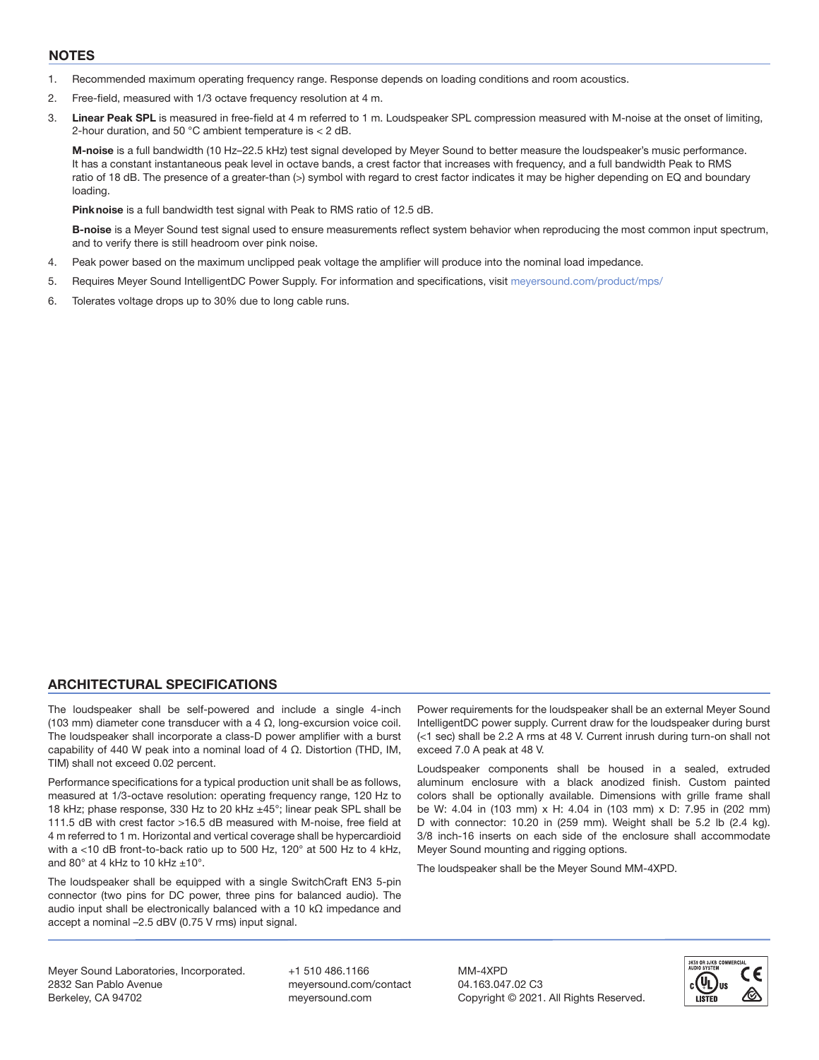## NOTES

1. Recommended maximum operating frequency range. Response depends on loading conditions and room acoustics.
2. Free-field, measured with 1/3 octave frequency resolution at 4 m.
3. **Linear Peak SPL** is measured in free-field at 4 m referred to 1 m. Loudspeaker SPL compression measured with M-noise at the onset of limiting, 2-hour duration, and 50 °C ambient temperature is < 2 dB.

   **M-noise** is a full bandwidth (10 Hz–22.5 kHz) test signal developed by Meyer Sound to better measure the loudspeaker's music performance. It has a constant instantaneous peak level in octave bands, a crest factor that increases with frequency, and a full bandwidth Peak to RMS ratio of 18 dB. The presence of a greater-than (>) symbol with regard to crest factor indicates it may be higher depending on EQ and boundary loading.

   **Pink noise** is a full bandwidth test signal with Peak to RMS ratio of 12.5 dB.

   **B-noise** is a Meyer Sound test signal used to ensure measurements reflect system behavior when reproducing the most common input spectrum, and to verify there is still headroom over pink noise.
4. Peak power based on the maximum unclipped peak voltage the amplifier will produce into the nominal load impedance.
5. Requires Meyer Sound IntelligentDC Power Supply. For information and specifications, visit meyersound.com/product/mps/
6. Tolerates voltage drops up to 30% due to long cable runs.

## ARCHITECTURAL SPECIFICATIONS

The loudspeaker shall be self-powered and include a single 4-inch (103 mm) diameter cone transducer with a 4 Ω, long-excursion voice coil. The loudspeaker shall incorporate a class-D power amplifier with a burst capability of 440 W peak into a nominal load of 4 Ω. Distortion (THD, IM, TIM) shall not exceed 0.02 percent.

Performance specifications for a typical production unit shall be as follows, measured at 1/3-octave resolution: operating frequency range, 120 Hz to 18 kHz; phase response, 330 Hz to 20 kHz ±45°; linear peak SPL shall be 111.5 dB with crest factor >16.5 dB measured with M-noise, free field at 4 m referred to 1 m. Horizontal and vertical coverage shall be hypercardioid with a <10 dB front-to-back ratio up to 500 Hz, 120° at 500 Hz to 4 kHz, and 80° at 4 kHz to 10 kHz ±10°.

The loudspeaker shall be equipped with a single SwitchCraft EN3 5-pin connector (two pins for DC power, three pins for balanced audio). The audio input shall be electronically balanced with a 10 kΩ impedance and accept a nominal –2.5 dBV (0.75 V rms) input signal.

Power requirements for the loudspeaker shall be an external Meyer Sound IntelligentDC power supply. Current draw for the loudspeaker during burst (<1 sec) shall be 2.2 A rms at 48 V. Current inrush during turn-on shall not exceed 7.0 A peak at 48 V.

Loudspeaker components shall be housed in a sealed, extruded aluminum enclosure with a black anodized finish. Custom painted colors shall be optionally available. Dimensions with grille frame shall be W: 4.04 in (103 mm) x H: 4.04 in (103 mm) x D: 7.95 in (202 mm) D with connector: 10.20 in (259 mm). Weight shall be 5.2 lb (2.4 kg). 3/8 inch-16 inserts on each side of the enclosure shall accommodate Meyer Sound mounting and rigging options.

The loudspeaker shall be the Meyer Sound MM-4XPD.

Meyer Sound Laboratories, Incorporated.
2832 San Pablo Avenue
Berkeley, CA 94702

+1 510 486.1166
meyersound.com/contact
meyersound.com

MM-4XPD
04.163.047.02 C3
Copyright © 2021. All Rights Reserved.